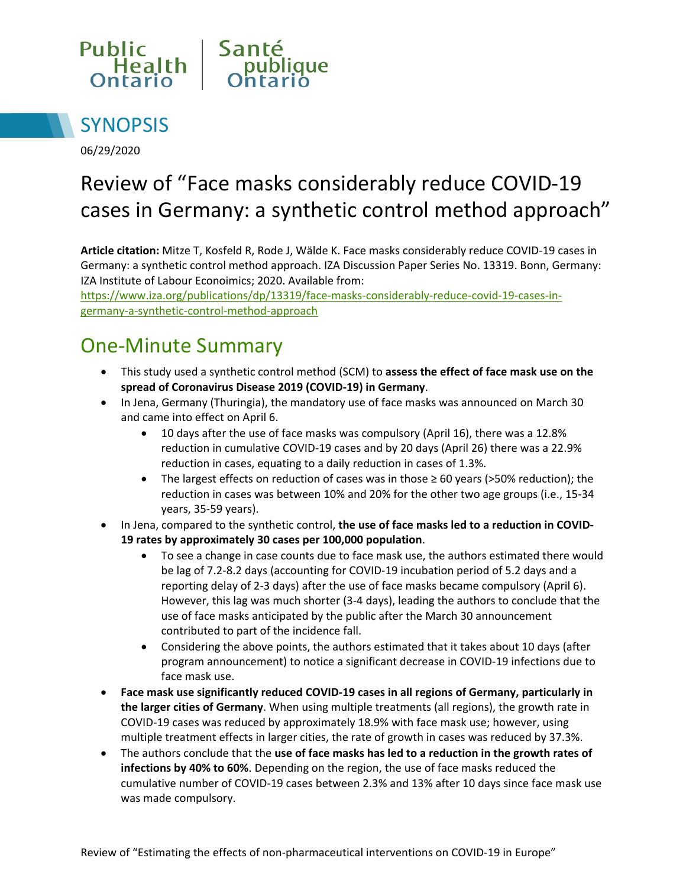Public Health Ontario | Santé publique Ontario

# SYNOPSIS

06/29/2020

# Review of "Face masks considerably reduce COVID-19 cases in Germany: a synthetic control method approach"

**Article citation:** Mitze T, Kosfeld R, Rode J, Wälde K. Face masks considerably reduce COVID-19 cases in Germany: a synthetic control method approach. IZA Discussion Paper Series No. 13319. Bonn, Germany: IZA Institute of Labour Econoimics; 2020. Available from: https://www.iza.org/publications/dp/13319/face-masks-considerably-reduce-covid-19-cases-in-germany-a-synthetic-control-method-approach

## One-Minute Summary

- This study used a synthetic control method (SCM) to **assess the effect of face mask use on the spread of Coronavirus Disease 2019 (COVID-19) in Germany**.
- In Jena, Germany (Thuringia), the mandatory use of face masks was announced on March 30 and came into effect on April 6.
  - 10 days after the use of face masks was compulsory (April 16), there was a 12.8% reduction in cumulative COVID-19 cases and by 20 days (April 26) there was a 22.9% reduction in cases, equating to a daily reduction in cases of 1.3%.
  - The largest effects on reduction of cases was in those ≥ 60 years (>50% reduction); the reduction in cases was between 10% and 20% for the other two age groups (i.e., 15-34 years, 35-59 years).
- In Jena, compared to the synthetic control, **the use of face masks led to a reduction in COVID-19 rates by approximately 30 cases per 100,000 population**.
  - To see a change in case counts due to face mask use, the authors estimated there would be lag of 7.2-8.2 days (accounting for COVID-19 incubation period of 5.2 days and a reporting delay of 2-3 days) after the use of face masks became compulsory (April 6). However, this lag was much shorter (3-4 days), leading the authors to conclude that the use of face masks anticipated by the public after the March 30 announcement contributed to part of the incidence fall.
  - Considering the above points, the authors estimated that it takes about 10 days (after program announcement) to notice a significant decrease in COVID-19 infections due to face mask use.
- **Face mask use significantly reduced COVID-19 cases in all regions of Germany, particularly in the larger cities of Germany**. When using multiple treatments (all regions), the growth rate in COVID-19 cases was reduced by approximately 18.9% with face mask use; however, using multiple treatment effects in larger cities, the rate of growth in cases was reduced by 37.3%.
- The authors conclude that the **use of face masks has led to a reduction in the growth rates of infections by 40% to 60%**. Depending on the region, the use of face masks reduced the cumulative number of COVID-19 cases between 2.3% and 13% after 10 days since face mask use was made compulsory.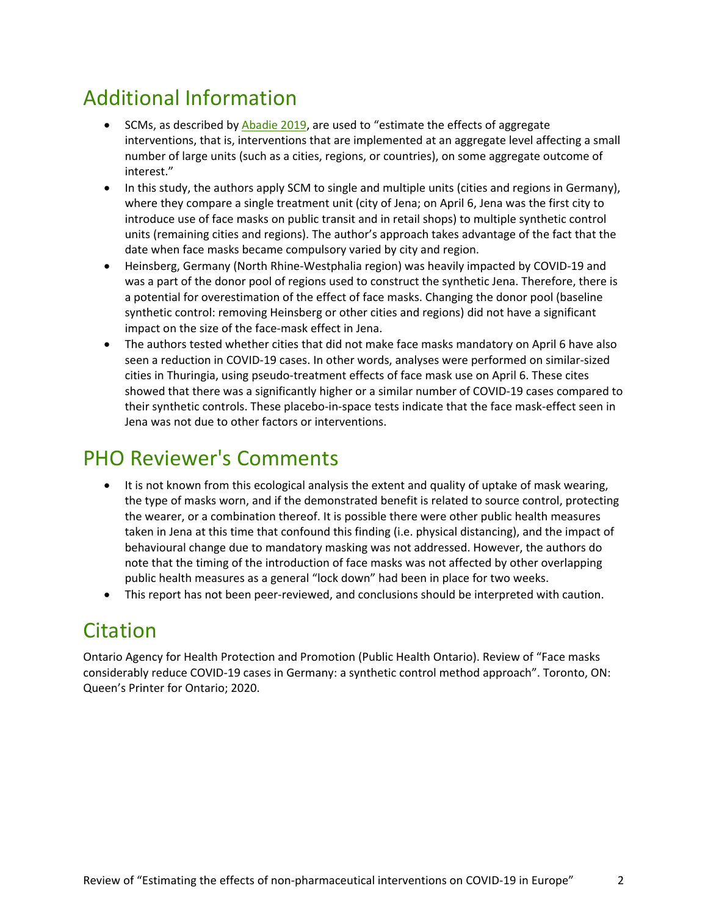## Additional Information

- SCMs, as described by Abadie 2019, are used to "estimate the effects of aggregate interventions, that is, interventions that are implemented at an aggregate level affecting a small number of large units (such as a cities, regions, or countries), on some aggregate outcome of interest."
- In this study, the authors apply SCM to single and multiple units (cities and regions in Germany), where they compare a single treatment unit (city of Jena; on April 6, Jena was the first city to introduce use of face masks on public transit and in retail shops) to multiple synthetic control units (remaining cities and regions). The author's approach takes advantage of the fact that the date when face masks became compulsory varied by city and region.
- Heinsberg, Germany (North Rhine-Westphalia region) was heavily impacted by COVID-19 and was a part of the donor pool of regions used to construct the synthetic Jena. Therefore, there is a potential for overestimation of the effect of face masks. Changing the donor pool (baseline synthetic control: removing Heinsberg or other cities and regions) did not have a significant impact on the size of the face-mask effect in Jena.
- The authors tested whether cities that did not make face masks mandatory on April 6 have also seen a reduction in COVID-19 cases. In other words, analyses were performed on similar-sized cities in Thuringia, using pseudo-treatment effects of face mask use on April 6. These cites showed that there was a significantly higher or a similar number of COVID-19 cases compared to their synthetic controls. These placebo-in-space tests indicate that the face mask-effect seen in Jena was not due to other factors or interventions.

## PHO Reviewer's Comments

- It is not known from this ecological analysis the extent and quality of uptake of mask wearing, the type of masks worn, and if the demonstrated benefit is related to source control, protecting the wearer, or a combination thereof. It is possible there were other public health measures taken in Jena at this time that confound this finding (i.e. physical distancing), and the impact of behavioural change due to mandatory masking was not addressed. However, the authors do note that the timing of the introduction of face masks was not affected by other overlapping public health measures as a general "lock down" had been in place for two weeks.
- This report has not been peer-reviewed, and conclusions should be interpreted with caution.

## Citation

Ontario Agency for Health Protection and Promotion (Public Health Ontario). Review of "Face masks considerably reduce COVID-19 cases in Germany: a synthetic control method approach". Toronto, ON: Queen's Printer for Ontario; 2020.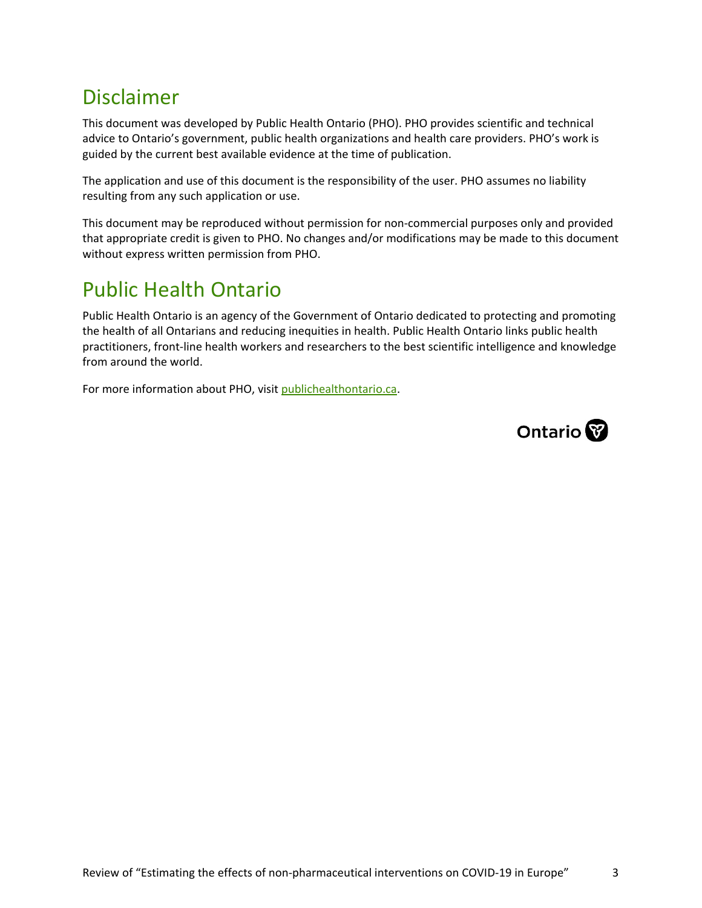## Disclaimer

This document was developed by Public Health Ontario (PHO). PHO provides scientific and technical advice to Ontario's government, public health organizations and health care providers. PHO's work is guided by the current best available evidence at the time of publication.

The application and use of this document is the responsibility of the user. PHO assumes no liability resulting from any such application or use.

This document may be reproduced without permission for non-commercial purposes only and provided that appropriate credit is given to PHO. No changes and/or modifications may be made to this document without express written permission from PHO.

## Public Health Ontario

Public Health Ontario is an agency of the Government of Ontario dedicated to protecting and promoting the health of all Ontarians and reducing inequities in health. Public Health Ontario links public health practitioners, front-line health workers and researchers to the best scientific intelligence and knowledge from around the world.

For more information about PHO, visit publichealthontario.ca.

Ontario